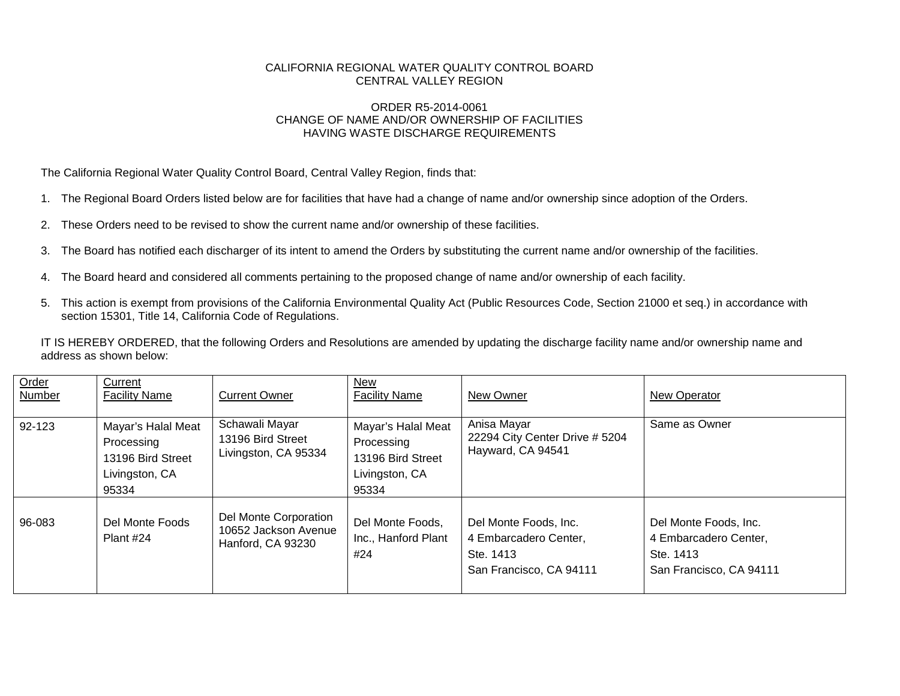CALIFORNIA REGIONAL WATER QUALITY CONTROL BOARD
CENTRAL VALLEY REGION

ORDER R5-2014-0061
CHANGE OF NAME AND/OR OWNERSHIP OF FACILITIES
HAVING WASTE DISCHARGE REQUIREMENTS

The California Regional Water Quality Control Board, Central Valley Region, finds that:

1. The Regional Board Orders listed below are for facilities that have had a change of name and/or ownership since adoption of the Orders.

2. These Orders need to be revised to show the current name and/or ownership of these facilities.

3. The Board has notified each discharger of its intent to amend the Orders by substituting the current name and/or ownership of the facilities.

4. The Board heard and considered all comments pertaining to the proposed change of name and/or ownership of each facility.

5. This action is exempt from provisions of the California Environmental Quality Act (Public Resources Code, Section 21000 et seq.) in accordance with section 15301, Title 14, California Code of Regulations.

IT IS HEREBY ORDERED, that the following Orders and Resolutions are amended by updating the discharge facility name and/or ownership name and address as shown below:

| Order Number | Current Facility Name | Current Owner | New Facility Name | New Owner | New Operator |
|---|---|---|---|---|---|
| 92-123 | Mayar's Halal Meat Processing 13196 Bird Street Livingston, CA 95334 | Schawali Mayar 13196 Bird Street Livingston, CA 95334 | Mayar's Halal Meat Processing 13196 Bird Street Livingston, CA 95334 | Anisa Mayar 22294 City Center Drive # 5204 Hayward, CA 94541 | Same as Owner |
| 96-083 | Del Monte Foods Plant #24 | Del Monte Corporation 10652 Jackson Avenue Hanford, CA 93230 | Del Monte Foods, Inc., Hanford Plant #24 | Del Monte Foods, Inc. 4 Embarcadero Center, Ste. 1413 San Francisco, CA 94111 | Del Monte Foods, Inc. 4 Embarcadero Center, Ste. 1413 San Francisco, CA 94111 |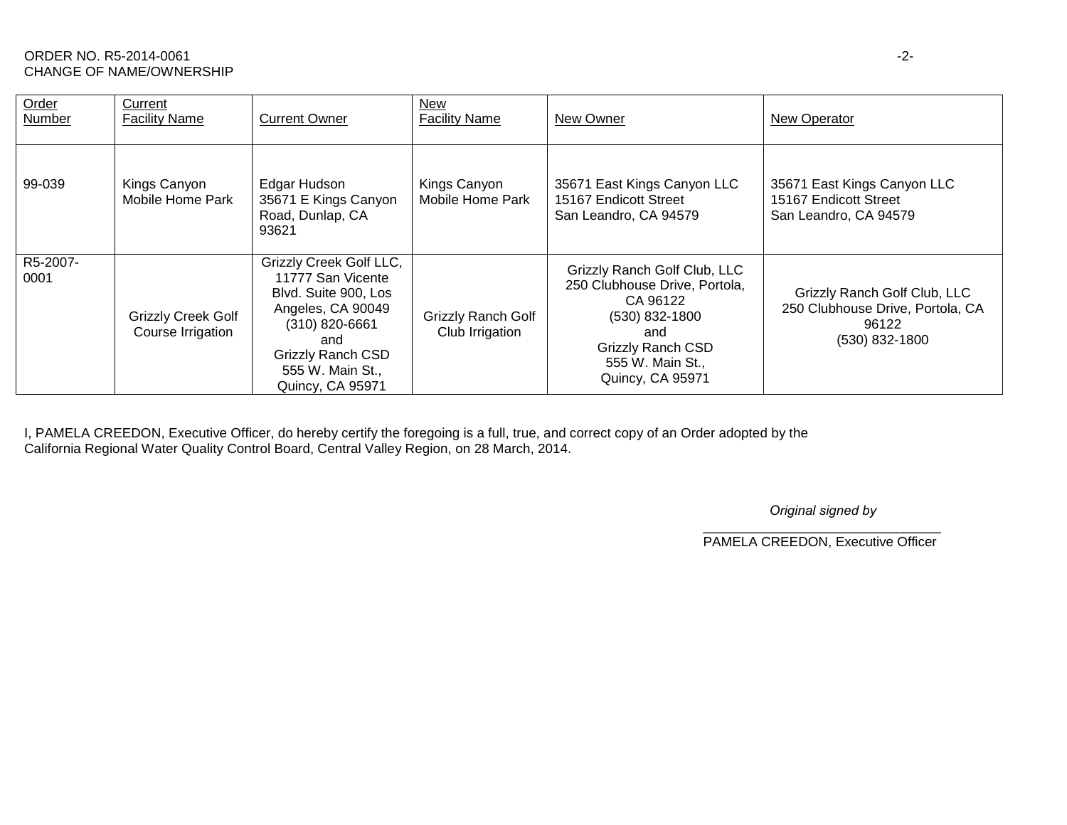| Order Number | Current Facility Name | Current Owner | New Facility Name | New Owner | New Operator |
|---|---|---|---|---|---|
| 99-039 | Kings Canyon Mobile Home Park | Edgar Hudson 35671 E Kings Canyon Road, Dunlap, CA 93621 | Kings Canyon Mobile Home Park | 35671 East Kings Canyon LLC 15167 Endicott Street San Leandro, CA 94579 | 35671 East Kings Canyon LLC 15167 Endicott Street San Leandro, CA 94579 |
| R5-2007-0001 | Grizzly Creek Golf Course Irrigation | Grizzly Creek Golf LLC, 11777 San Vicente Blvd. Suite 900, Los Angeles, CA 90049 (310) 820-6661 and Grizzly Ranch CSD 555 W. Main St., Quincy, CA 95971 | Grizzly Ranch Golf Club Irrigation | Grizzly Ranch Golf Club, LLC 250 Clubhouse Drive, Portola, CA 96122 (530) 832-1800 and Grizzly Ranch CSD 555 W. Main St., Quincy, CA 95971 | Grizzly Ranch Golf Club, LLC 250 Clubhouse Drive, Portola, CA 96122 (530) 832-1800 |

I, PAMELA CREEDON, Executive Officer, do hereby certify the foregoing is a full, true, and correct copy of an Order adopted by the California Regional Water Quality Control Board, Central Valley Region, on 28 March, 2014.

*Original signed by*

_________________________________
PAMELA CREEDON, Executive Officer